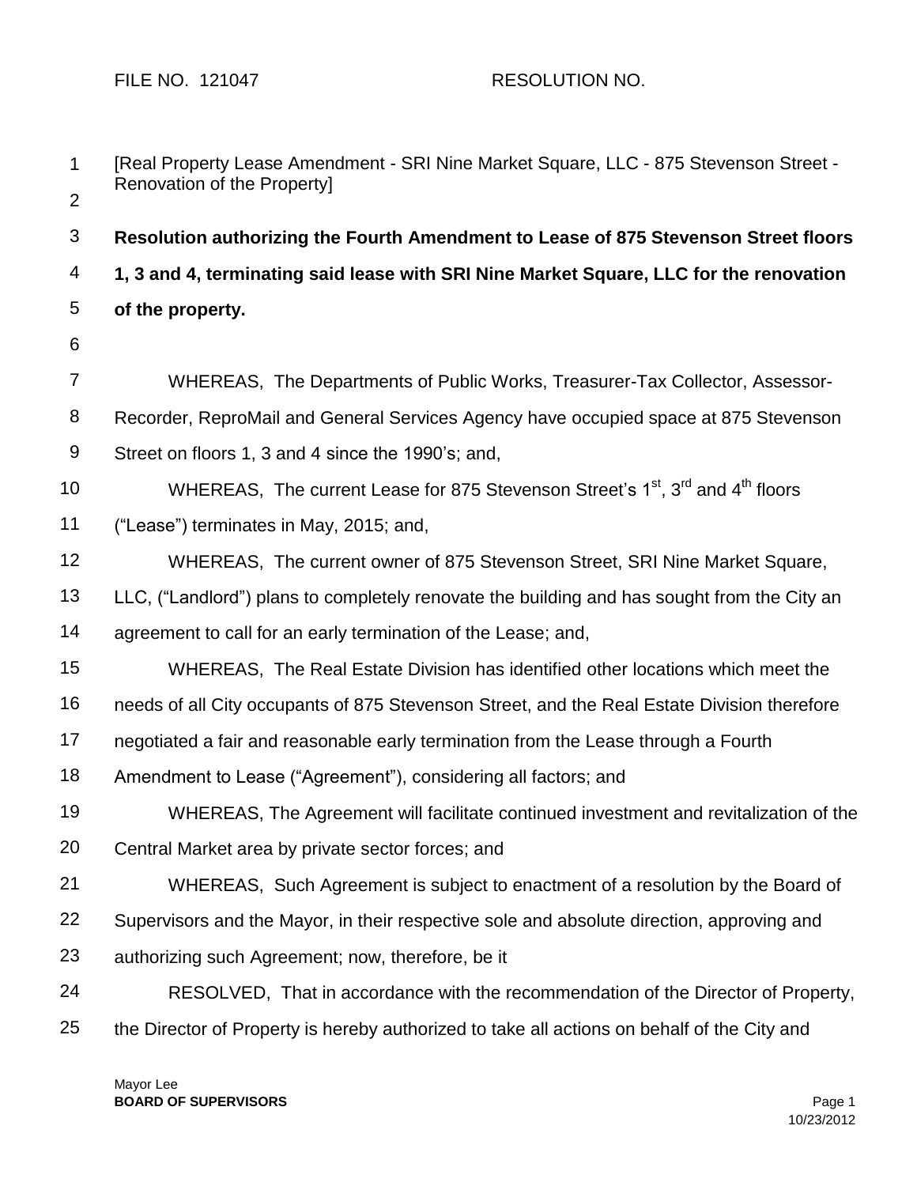FILE NO. 121047 RESOLUTION NO.

[Real Property Lease Amendment - SRI Nine Market Square, LLC - 875 Stevenson Street - Renovation of the Property]

**Resolution authorizing the Fourth Amendment to Lease of 875 Stevenson Street floors 1, 3 and 4, terminating said lease with SRI Nine Market Square, LLC for the renovation of the property.**

WHEREAS, The Departments of Public Works, Treasurer-Tax Collector, Assessor-Recorder, ReproMail and General Services Agency have occupied space at 875 Stevenson Street on floors 1, 3 and 4 since the 1990's; and,

WHEREAS, The current Lease for 875 Stevenson Street's 1st, 3rd and 4th floors ("Lease") terminates in May, 2015; and,

WHEREAS, The current owner of 875 Stevenson Street, SRI Nine Market Square, LLC, ("Landlord") plans to completely renovate the building and has sought from the City an agreement to call for an early termination of the Lease; and,

WHEREAS, The Real Estate Division has identified other locations which meet the needs of all City occupants of 875 Stevenson Street, and the Real Estate Division therefore negotiated a fair and reasonable early termination from the Lease through a Fourth Amendment to Lease ("Agreement"), considering all factors; and

WHEREAS, The Agreement will facilitate continued investment and revitalization of the Central Market area by private sector forces; and

WHEREAS, Such Agreement is subject to enactment of a resolution by the Board of Supervisors and the Mayor, in their respective sole and absolute direction, approving and authorizing such Agreement; now, therefore, be it

RESOLVED, That in accordance with the recommendation of the Director of Property, the Director of Property is hereby authorized to take all actions on behalf of the City and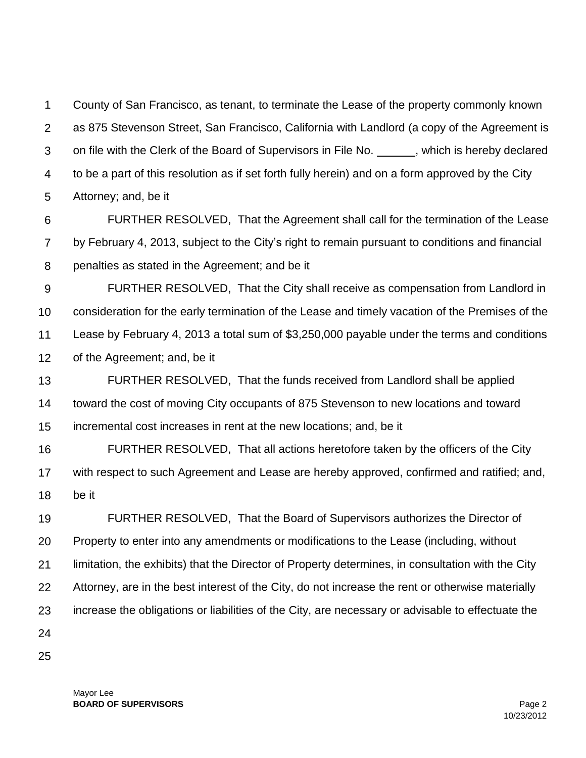County of San Francisco, as tenant, to terminate the Lease of the property commonly known as 875 Stevenson Street, San Francisco, California with Landlord (a copy of the Agreement is on file with the Clerk of the Board of Supervisors in File No. ______, which is hereby declared to be a part of this resolution as if set forth fully herein) and on a form approved by the City Attorney; and, be it

FURTHER RESOLVED, That the Agreement shall call for the termination of the Lease by February 4, 2013, subject to the City's right to remain pursuant to conditions and financial penalties as stated in the Agreement; and be it

FURTHER RESOLVED, That the City shall receive as compensation from Landlord in consideration for the early termination of the Lease and timely vacation of the Premises of the Lease by February 4, 2013 a total sum of $3,250,000 payable under the terms and conditions of the Agreement; and, be it

FURTHER RESOLVED, That the funds received from Landlord shall be applied toward the cost of moving City occupants of 875 Stevenson to new locations and toward incremental cost increases in rent at the new locations; and, be it

FURTHER RESOLVED, That all actions heretofore taken by the officers of the City with respect to such Agreement and Lease are hereby approved, confirmed and ratified; and, be it

FURTHER RESOLVED, That the Board of Supervisors authorizes the Director of Property to enter into any amendments or modifications to the Lease (including, without limitation, the exhibits) that the Director of Property determines, in consultation with the City Attorney, are in the best interest of the City, do not increase the rent or otherwise materially increase the obligations or liabilities of the City, are necessary or advisable to effectuate the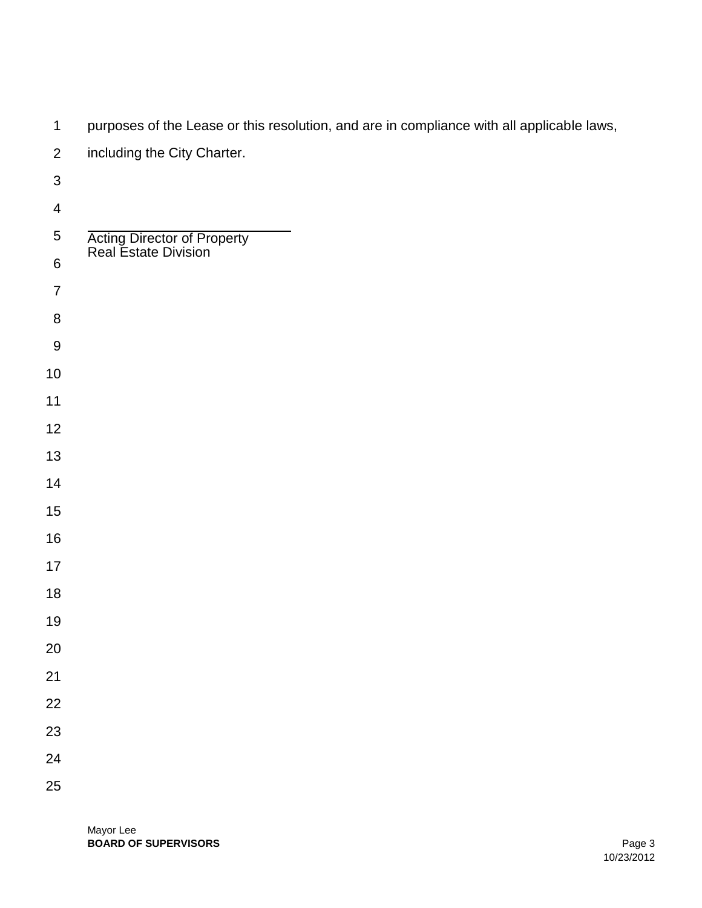purposes of the Lease or this resolution, and are in compliance with all applicable laws, including the City Charter.

\_\_\_\_\_\_\_\_\_\_\_\_\_\_\_\_\_\_\_\_\_\_\_\_\_\_\_\_

Acting Director of Property
Real Estate Division